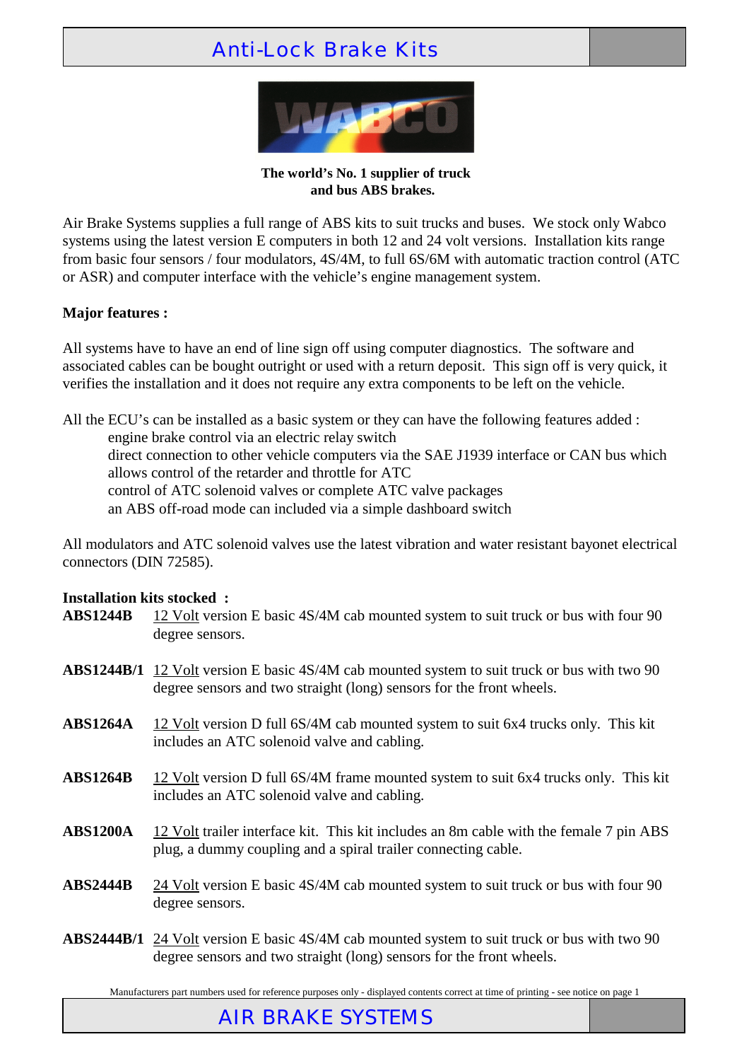# Anti-Lock Brake Kits

**The world's No. 1 supplier of truck and bus ABS brakes.**

Air Brake Systems supplies a full range of ABS kits to suit trucks and buses. We stock only Wabco systems using the latest version E computers in both 12 and 24 volt versions. Installation kits range from basic four sensors / four modulators, 4S/4M, to full 6S/6M with automatic traction control (ATC or ASR) and computer interface with the vehicle's engine management system.

**Major features :**

All systems have to have an end of line sign off using computer diagnostics. The software and associated cables can be bought outright or used with a return deposit. This sign off is very quick, it verifies the installation and it does not require any extra components to be left on the vehicle.

All the ECU's can be installed as a basic system or they can have the following features added :

- engine brake control via an electric relay switch
- direct connection to other vehicle computers via the SAE J1939 interface or CAN bus which allows control of the retarder and throttle for ATC
- control of ATC solenoid valves or complete ATC valve packages
- an ABS off-road mode can included via a simple dashboard switch

All modulators and ATC solenoid valves use the latest vibration and water resistant bayonet electrical connectors (DIN 72585).

**Installation kits stocked :**

**ABS1244B** 12 Volt version E basic 4S/4M cab mounted system to suit truck or bus with four 90 degree sensors.

**ABS1244B/1** 12 Volt version E basic 4S/4M cab mounted system to suit truck or bus with two 90 degree sensors and two straight (long) sensors for the front wheels.

**ABS1264A** 12 Volt version D full 6S/4M cab mounted system to suit 6x4 trucks only. This kit includes an ATC solenoid valve and cabling.

**ABS1264B** 12 Volt version D full 6S/4M frame mounted system to suit 6x4 trucks only. This kit includes an ATC solenoid valve and cabling.

**ABS1200A** 12 Volt trailer interface kit. This kit includes an 8m cable with the female 7 pin ABS plug, a dummy coupling and a spiral trailer connecting cable.

**ABS2444B** 24 Volt version E basic 4S/4M cab mounted system to suit truck or bus with four 90 degree sensors.

**ABS2444B/1** 24 Volt version E basic 4S/4M cab mounted system to suit truck or bus with two 90 degree sensors and two straight (long) sensors for the front wheels.

Manufacturers part numbers used for reference purposes only - displayed contents correct at time of printing - see notice on page 1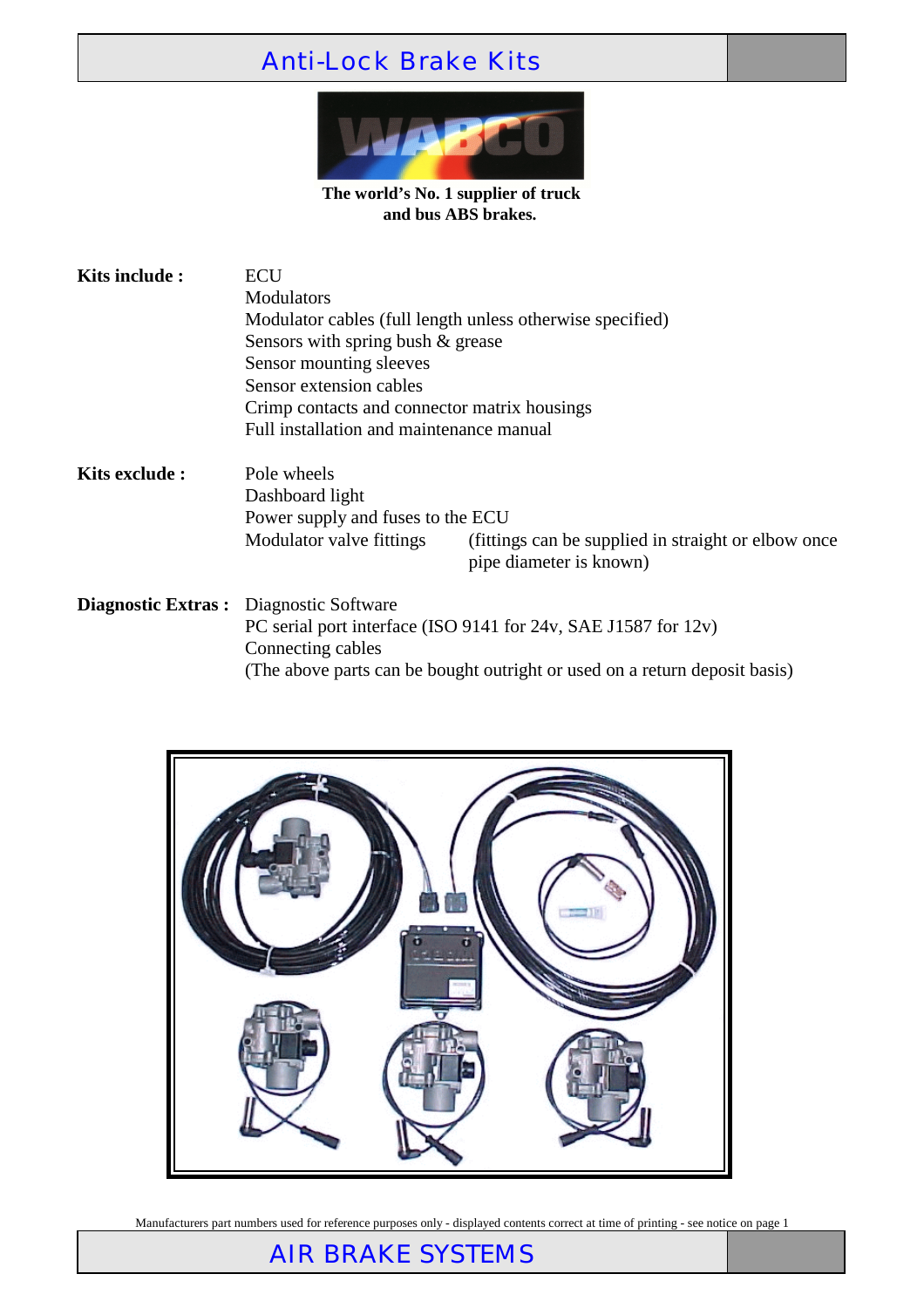# Anti-Lock Brake Kits

**The world's No. 1 supplier of truck and bus ABS brakes.**

**Kits include :**

- ECU
- Modulators
- Modulator cables (full length unless otherwise specified)
- Sensors with spring bush & grease
- Sensor mounting sleeves
- Sensor extension cables
- Crimp contacts and connector matrix housings
- Full installation and maintenance manual

**Kits exclude :**

- Pole wheels
- Dashboard light
- Power supply and fuses to the ECU
- Modulator valve fittings (fittings can be supplied in straight or elbow once pipe diameter is known)

**Diagnostic Extras :**

- Diagnostic Software
- PC serial port interface (ISO 9141 for 24v, SAE J1587 for 12v)
- Connecting cables
- (The above parts can be bought outright or used on a return deposit basis)

Manufacturers part numbers used for reference purposes only - displayed contents correct at time of printing - see notice on page 1